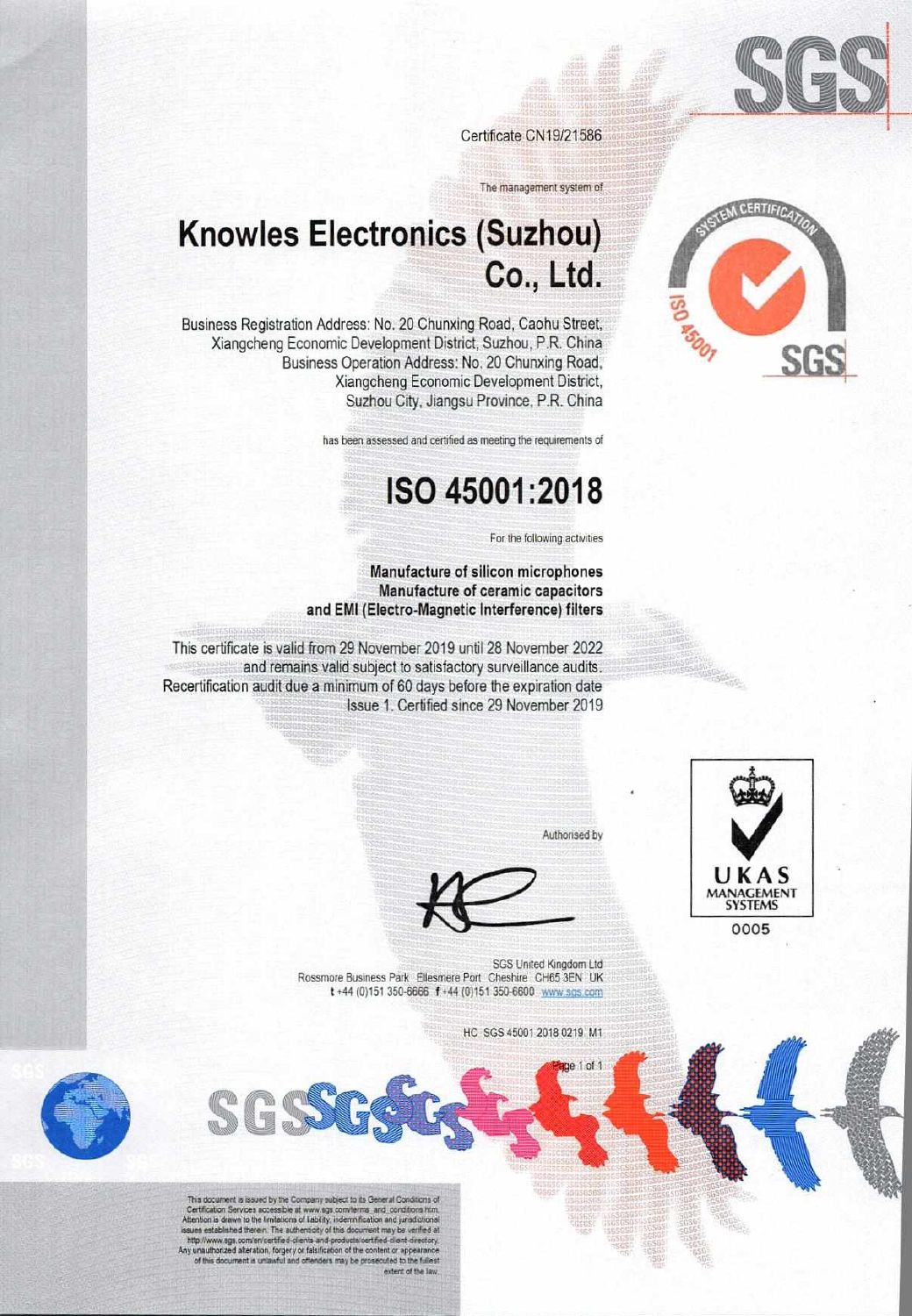Certificate CN19/21586

The management system of

# Knowles Electronics (Suzhou) Co., Ltd.

Business Registration Address: No. 20 Chunxing Road, Caohu Street, Xiangcheng Economic Development District, Suzhou, P.R. China
Business Operation Address: No. 20 Chunxing Road, Xiangcheng Economic Development District, Suzhou City, Jiangsu Province, P.R. China

has been assessed and certified as meeting the requirements of

# ISO 45001:2018

For the following activities

**Manufacture of silicon microphones**
**Manufacture of ceramic capacitors**
**and EMI (Electro-Magnetic Interference) filters**

This certificate is valid from 29 November 2019 until 28 November 2022 and remains valid subject to satisfactory surveillance audits.
Recertification audit due a minimum of 60 days before the expiration date
Issue 1. Certified since 29 November 2019

Authorised by

SGS United Kingdom Ltd
Rossmore Business Park Ellesmere Port Cheshire CH65 3EN UK
t +44 (0)151 350-6666 f +44 (0)151 350-6600 www.sgs.com

HC SGS 45001 2018 0219 M1

UKAS MANAGEMENT SYSTEMS
0005

This document is issued by the Company subject to its General Conditions of Certification Services accessible at www.sgs.com/terms_and_conditions.htm. Attention is drawn to the limitations of liability, indemnification and jurisdictional issues established therein. The authenticity of this document may be verified at http://www.sgs.com/en/certified-clients-and-products/certified-client-directory. Any unauthorized alteration, forgery or falsification of the content or appearance of this document is unlawful and offenders may be prosecuted to the fullest extent of the law.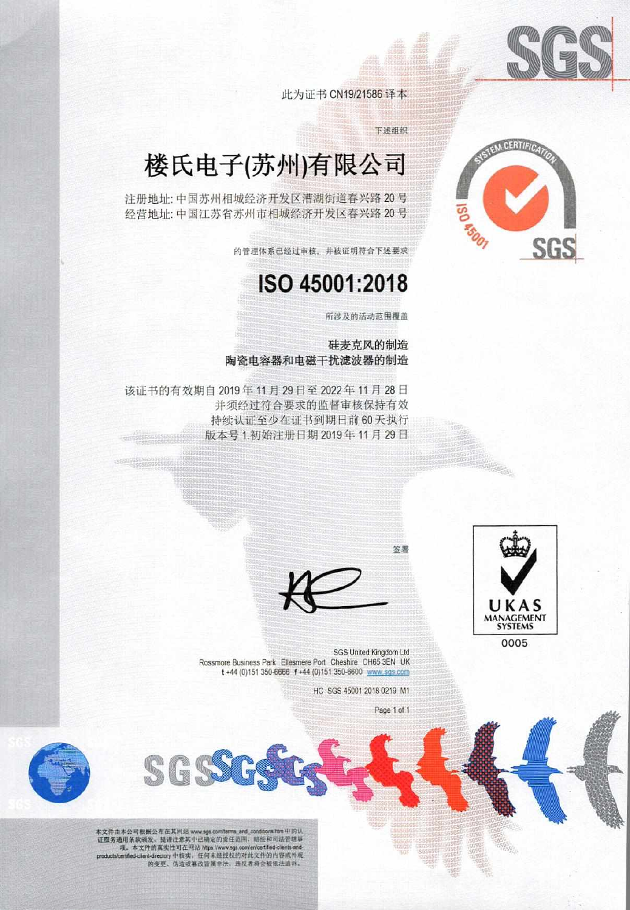此为证书 CN19/21586 译本

下述组织

# 楼氏电子(苏州)有限公司

注册地址: 中国苏州相城经济开发区漕湖街道春兴路 20 号
经营地址: 中国江苏省苏州市相城经济开发区春兴路 20 号

的管理体系已经过审核，并被证明符合下述要求

# ISO 45001:2018

所涉及的活动范围覆盖

**硅麦克风的制造**
**陶瓷电容器和电磁干扰滤波器的制造**

该证书的有效期自 2019 年 11 月 29 日至 2022 年 11 月 28 日
并须经过符合要求的监督审核保持有效
持续认证至少在证书到期日前 60 天执行
版本号 1 初始注册日期 2019 年 11 月 29 日

签署

SGS United Kingdom Ltd
Rossmore Business Park Ellesmere Port Cheshire CH65 3EN UK
t +44 (0)151 350-6666 f +44 (0)151 350-6600 www.sgs.com

HC SGS 45001 2018 0219 M1

UKAS MANAGEMENT SYSTEMS
0005

本文件由本公司根据公布在其网站 www.sgs.com/terms_and_conditions.htm 中的认证服务通用条款颁发。提请注意其中已确定的责任范围、赔偿和司法管辖事项。本文件的真实性可在网站 https://www.sgs.com/en/certified-clients-and-products/certified-client-directory 中核实。任何未经授权的对此文件的内容或外观的变更、伪造或篡改皆属非法，违反者将会被依法追诉。